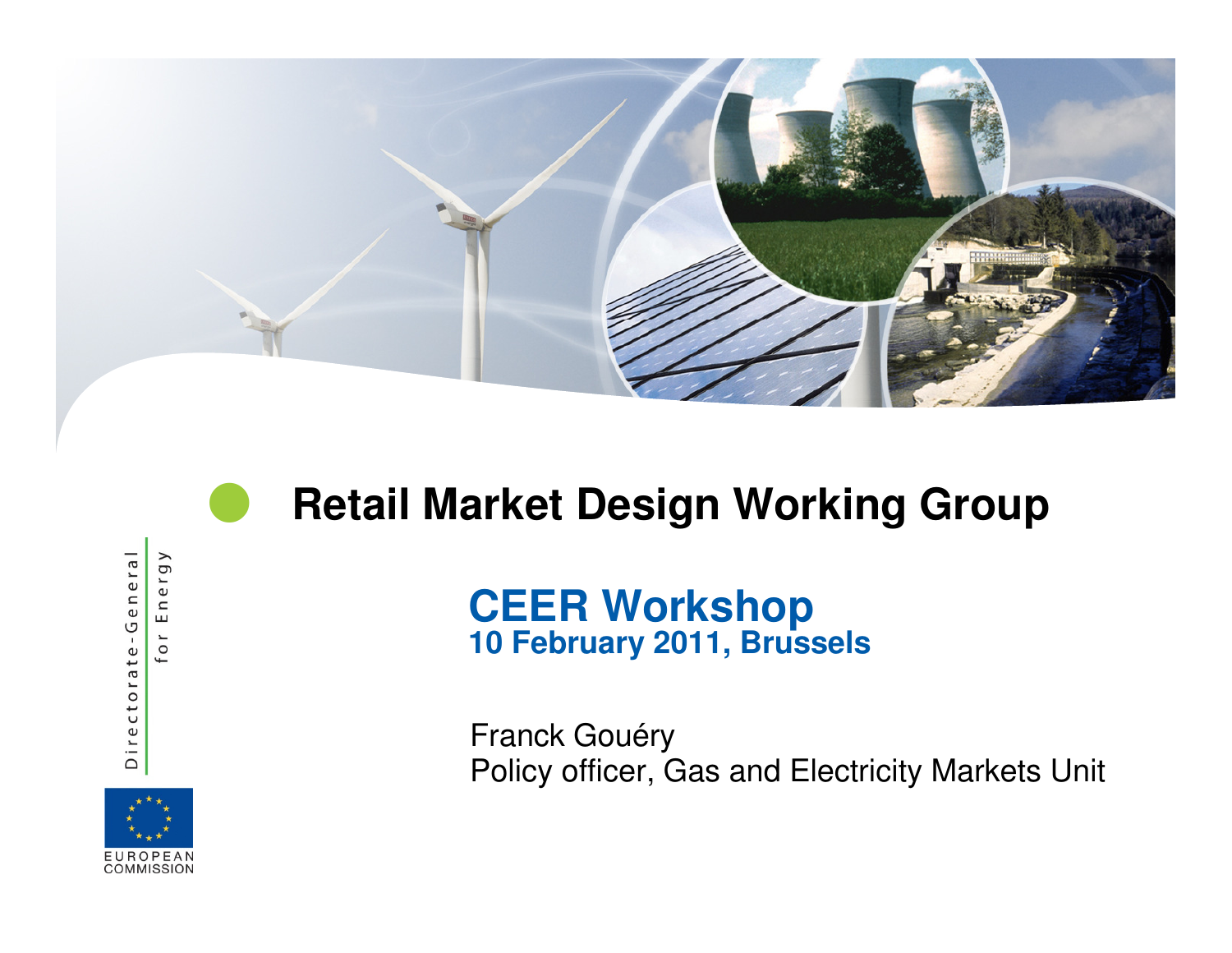# Retail Market Design Working Group

## CEER Workshop
**10 February 2011, Brussels**

Franck Gouéry
Policy officer, Gas and Electricity Markets Unit

Directorate-General for Energy

EUROPEAN COMMISSION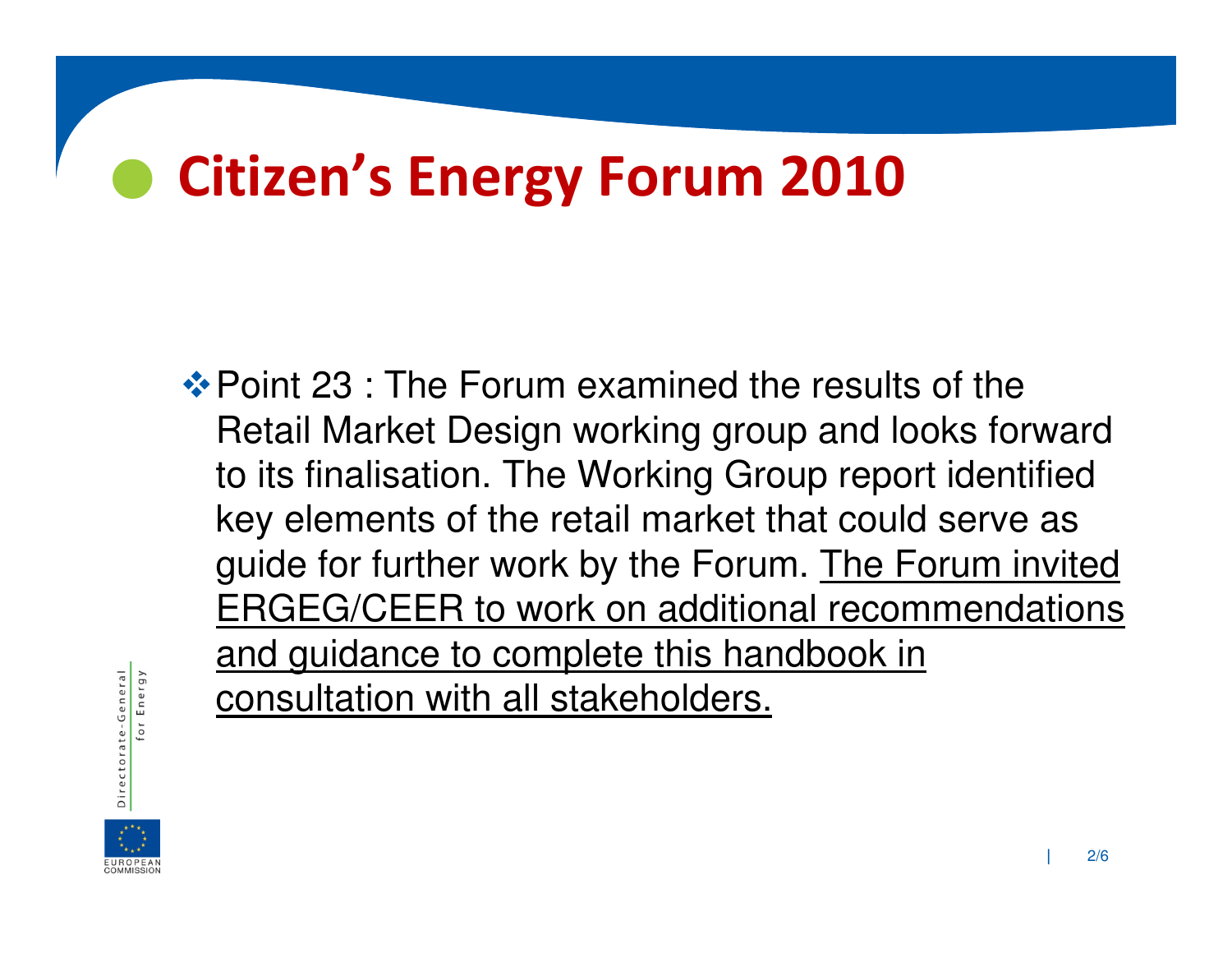# Citizen's Energy Forum 2010

- Point 23 : The Forum examined the results of the Retail Market Design working group and looks forward to its finalisation. The Working Group report identified key elements of the retail market that could serve as guide for further work by the Forum. <u>The Forum invited ERGEG/CEER to work on additional recommendations and guidance to complete this handbook in consultation with all stakeholders.</u>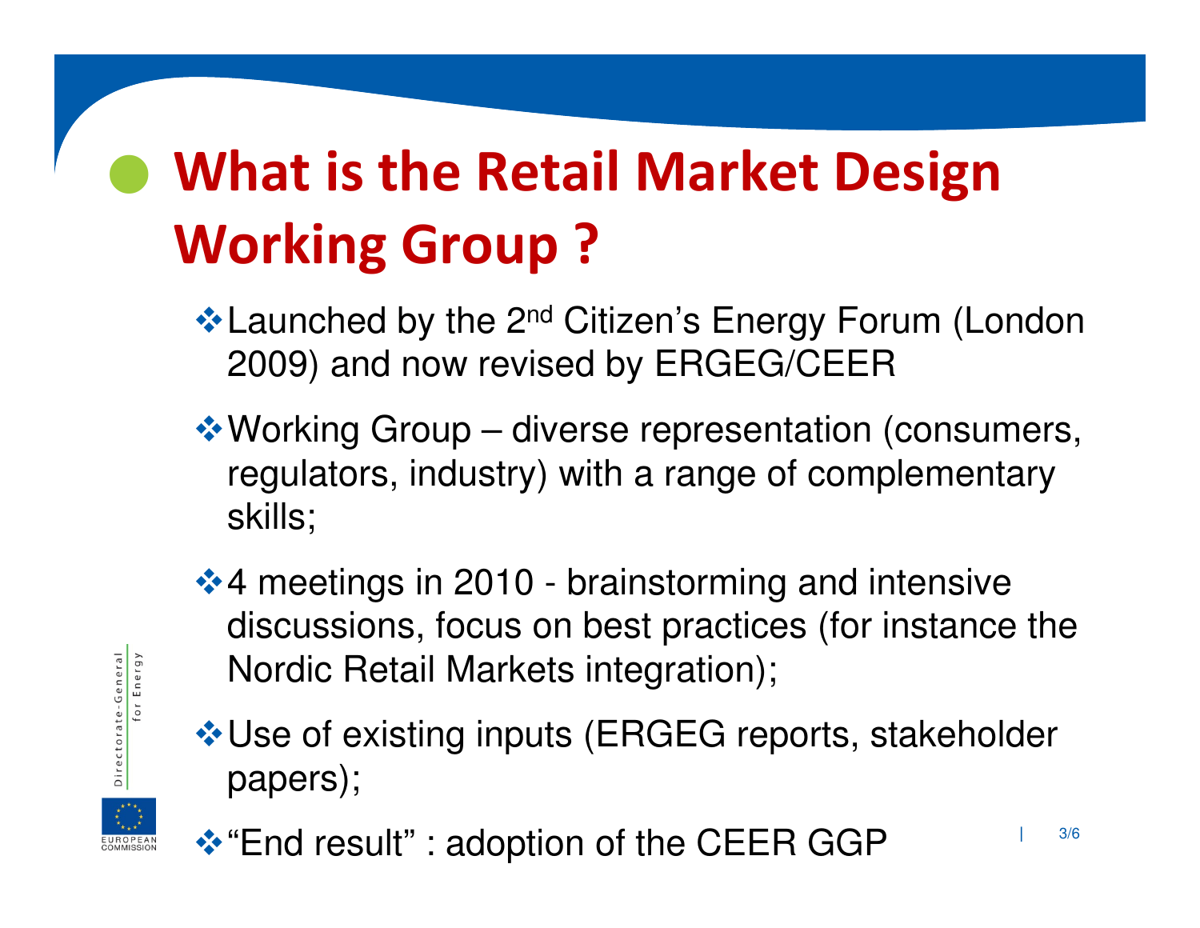# What is the Retail Market Design Working Group ?

- Launched by the 2nd Citizen's Energy Forum (London 2009) and now revised by ERGEG/CEER
- Working Group – diverse representation (consumers, regulators, industry) with a range of complementary skills;
- 4 meetings in 2010 - brainstorming and intensive discussions, focus on best practices (for instance the Nordic Retail Markets integration);
- Use of existing inputs (ERGEG reports, stakeholder papers);
- "End result" : adoption of the CEER GGP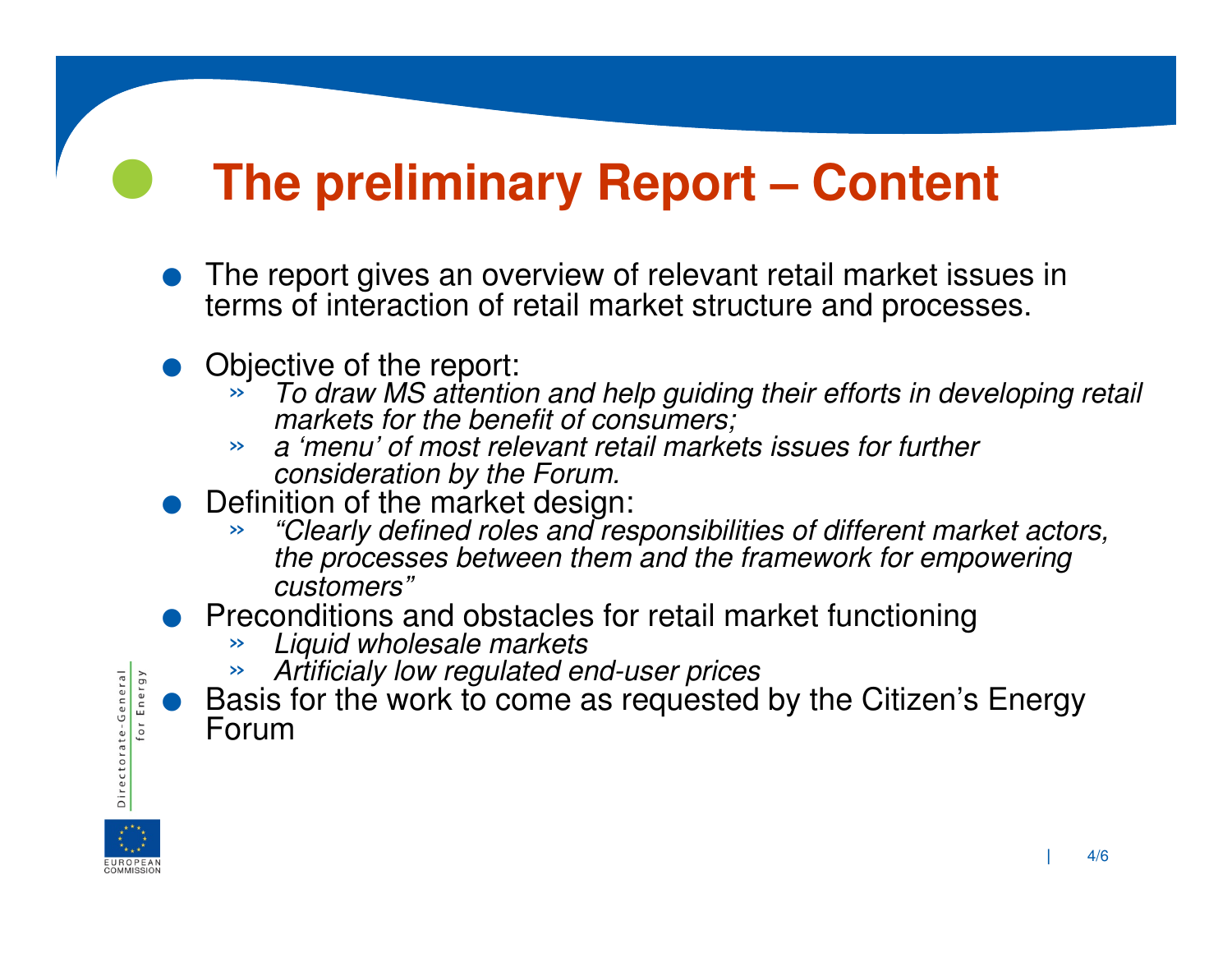# The preliminary Report – Content

- The report gives an overview of relevant retail market issues in terms of interaction of retail market structure and processes.
- Objective of the report:
  - *To draw MS attention and help guiding their efforts in developing retail markets for the benefit of consumers;*
  - *a 'menu' of most relevant retail markets issues for further consideration by the Forum.*
- Definition of the market design:
  - *"Clearly defined roles and responsibilities of different market actors, the processes between them and the framework for empowering customers"*
- Preconditions and obstacles for retail market functioning
  - *Liquid wholesale markets*
  - *Artificialy low regulated end-user prices*
- Basis for the work to come as requested by the Citizen's Energy Forum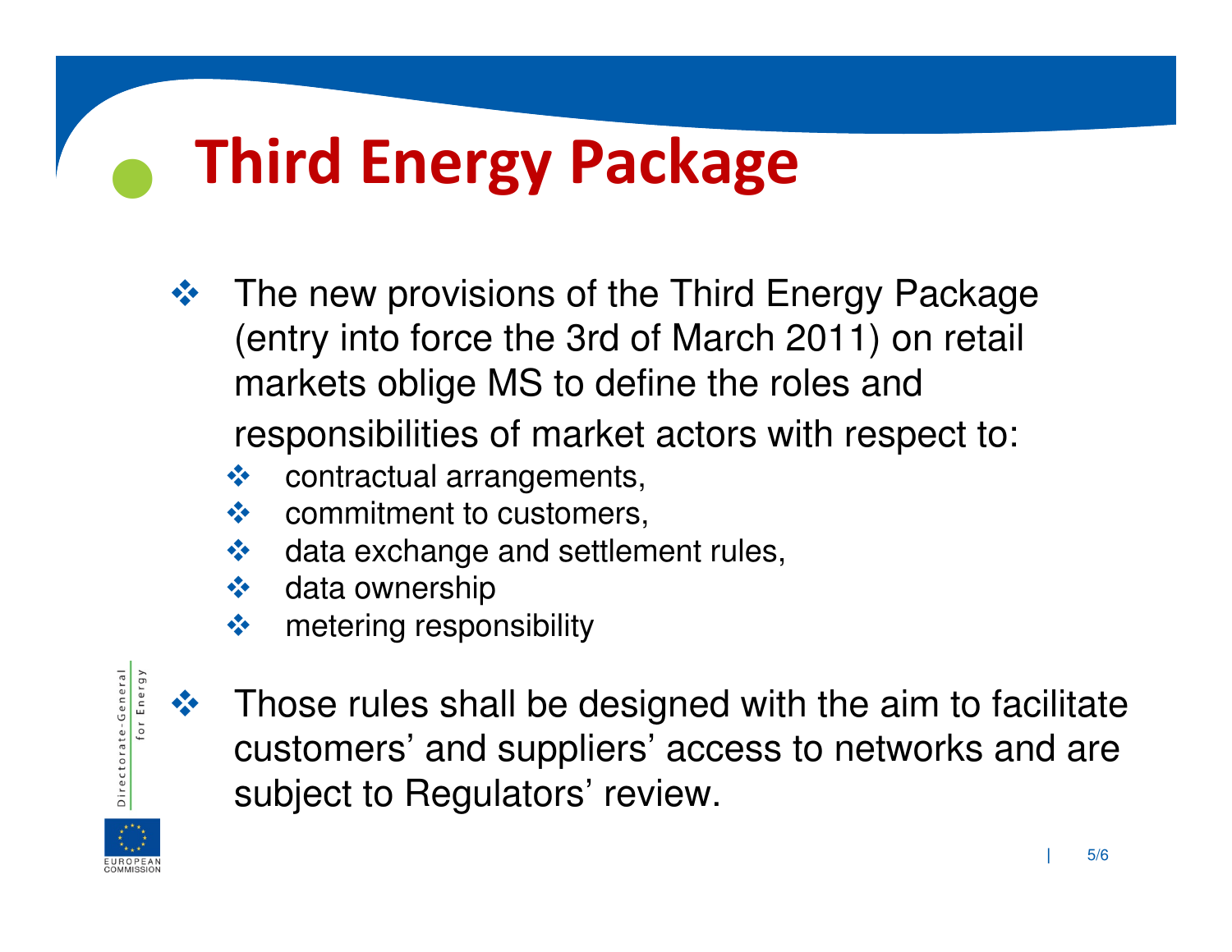# Third Energy Package

- The new provisions of the Third Energy Package (entry into force the 3rd of March 2011) on retail markets oblige MS to define the roles and responsibilities of market actors with respect to:
  - contractual arrangements,
  - commitment to customers,
  - data exchange and settlement rules,
  - data ownership
  - metering responsibility

- Those rules shall be designed with the aim to facilitate customers' and suppliers' access to networks and are subject to Regulators' review.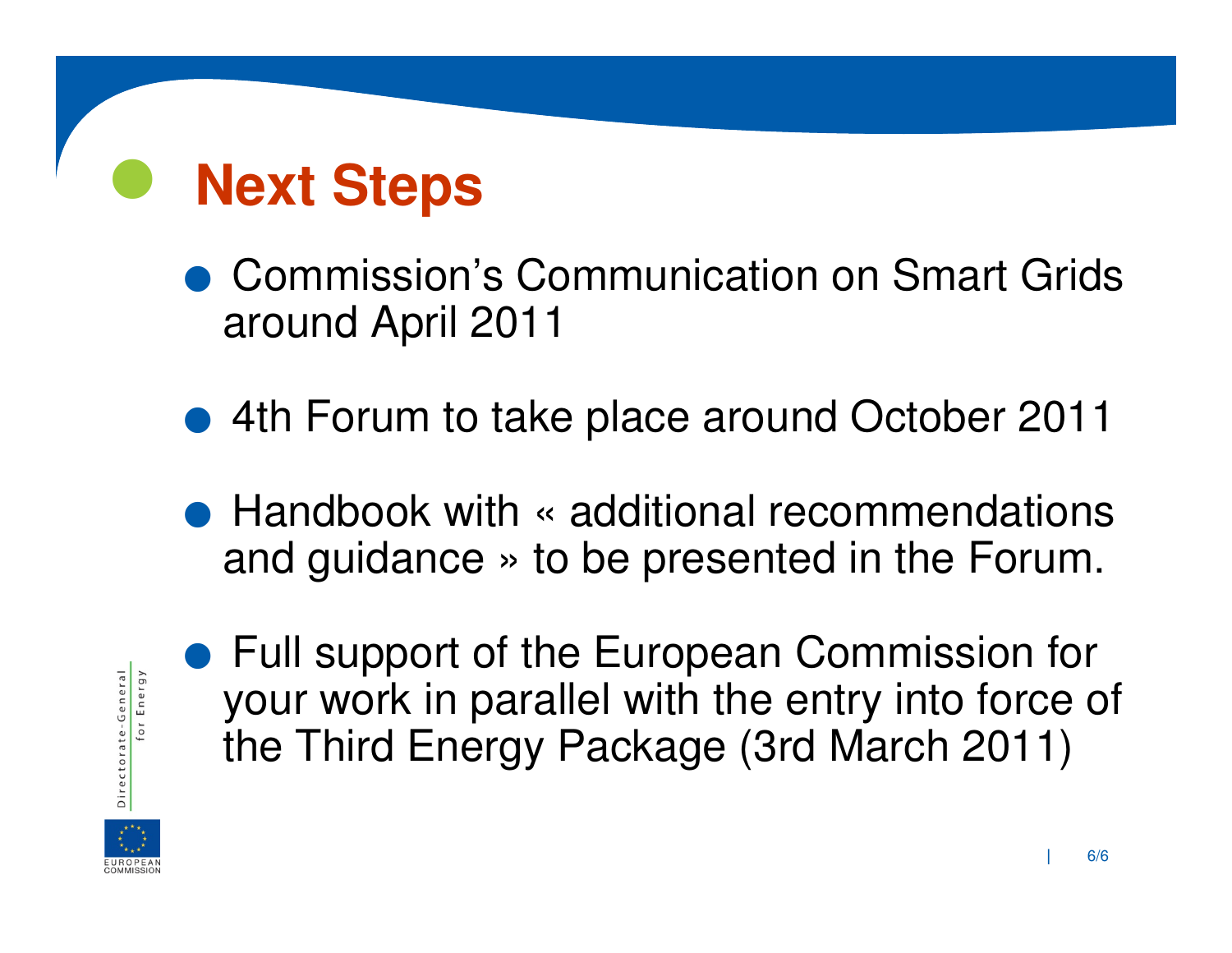# Next Steps

- Commission's Communication on Smart Grids around April 2011
- 4th Forum to take place around October 2011
- Handbook with « additional recommendations and guidance » to be presented in the Forum.
- Full support of the European Commission for your work in parallel with the entry into force of the Third Energy Package (3rd March 2011)

Directorate-General for Energy

EUROPEAN COMMISSION